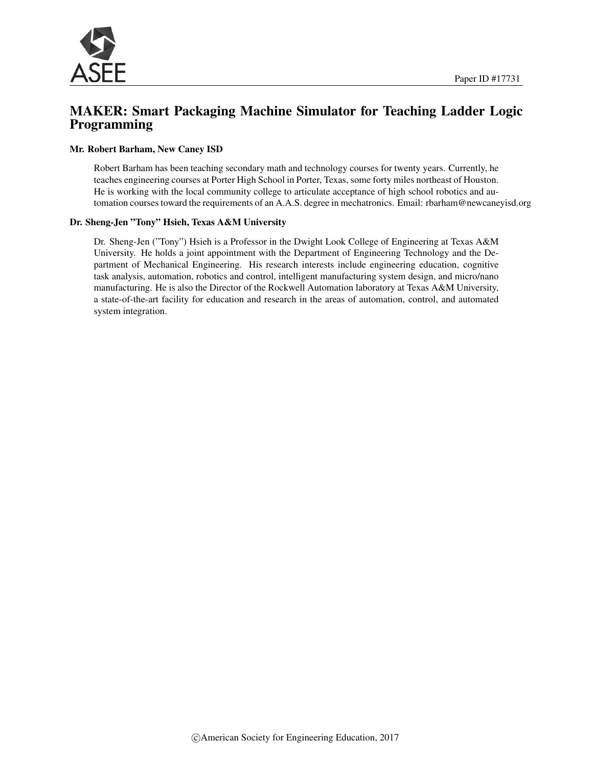Paper ID #17731

# MAKER: Smart Packaging Machine Simulator for Teaching Ladder Logic Programming

### Mr. Robert Barham, New Caney ISD

Robert Barham has been teaching secondary math and technology courses for twenty years. Currently, he teaches engineering courses at Porter High School in Porter, Texas, some forty miles northeast of Houston. He is working with the local community college to articulate acceptance of high school robotics and automation courses toward the requirements of an A.A.S. degree in mechatronics. Email: rbarham@newcaneyisd.org

### Dr. Sheng-Jen "Tony" Hsieh, Texas A&M University

Dr. Sheng-Jen ("Tony") Hsieh is a Professor in the Dwight Look College of Engineering at Texas A&M University. He holds a joint appointment with the Department of Engineering Technology and the Department of Mechanical Engineering. His research interests include engineering education, cognitive task analysis, automation, robotics and control, intelligent manufacturing system design, and micro/nano manufacturing. He is also the Director of the Rockwell Automation laboratory at Texas A&M University, a state-of-the-art facility for education and research in the areas of automation, control, and automated system integration.

©American Society for Engineering Education, 2017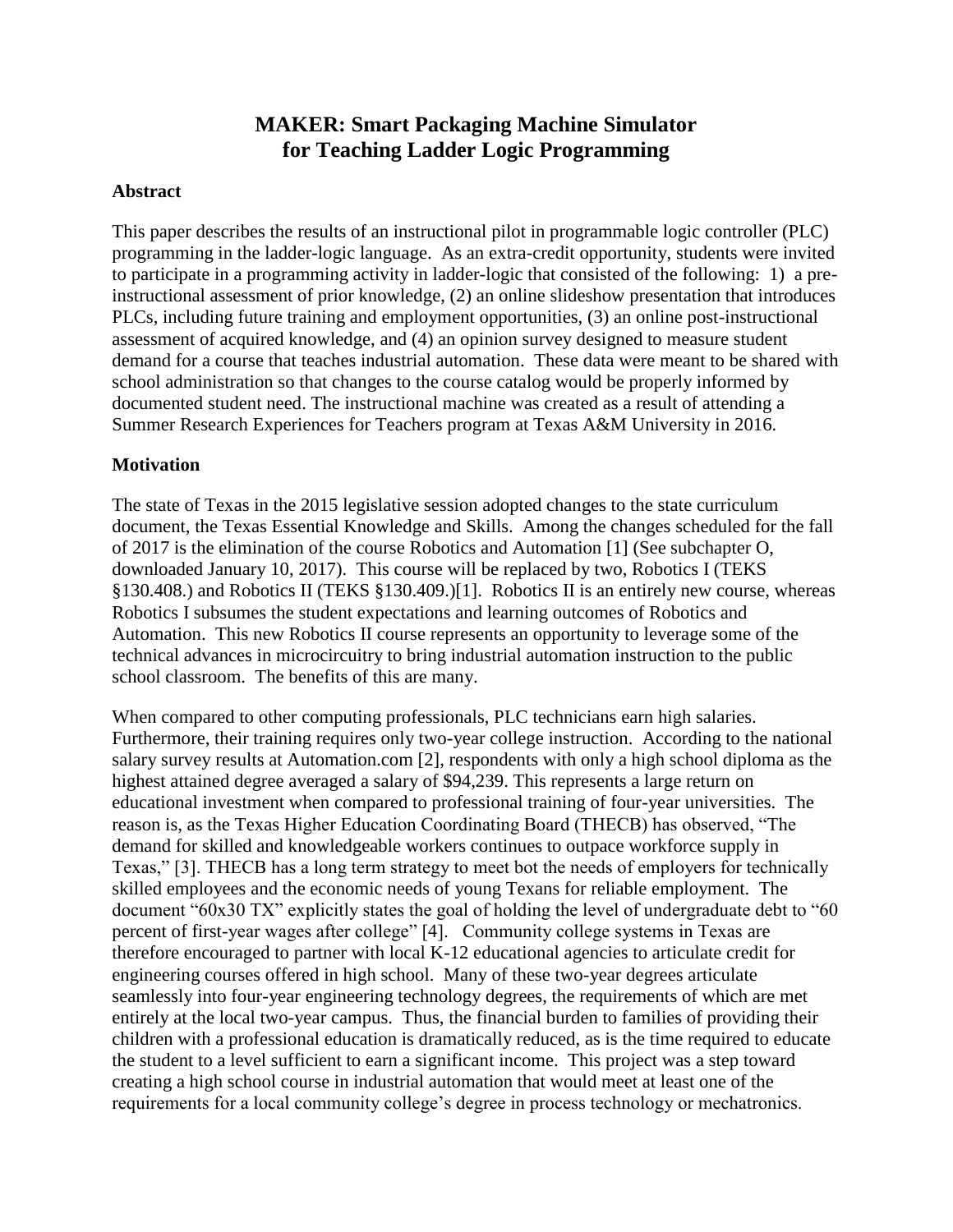# MAKER: Smart Packaging Machine Simulator for Teaching Ladder Logic Programming

## Abstract

This paper describes the results of an instructional pilot in programmable logic controller (PLC) programming in the ladder-logic language. As an extra-credit opportunity, students were invited to participate in a programming activity in ladder-logic that consisted of the following: 1) a pre-instructional assessment of prior knowledge, (2) an online slideshow presentation that introduces PLCs, including future training and employment opportunities, (3) an online post-instructional assessment of acquired knowledge, and (4) an opinion survey designed to measure student demand for a course that teaches industrial automation. These data were meant to be shared with school administration so that changes to the course catalog would be properly informed by documented student need. The instructional machine was created as a result of attending a Summer Research Experiences for Teachers program at Texas A&M University in 2016.

## Motivation

The state of Texas in the 2015 legislative session adopted changes to the state curriculum document, the Texas Essential Knowledge and Skills. Among the changes scheduled for the fall of 2017 is the elimination of the course Robotics and Automation [1] (See subchapter O, downloaded January 10, 2017). This course will be replaced by two, Robotics I (TEKS §130.408.) and Robotics II (TEKS §130.409.)[1]. Robotics II is an entirely new course, whereas Robotics I subsumes the student expectations and learning outcomes of Robotics and Automation. This new Robotics II course represents an opportunity to leverage some of the technical advances in microcircuitry to bring industrial automation instruction to the public school classroom. The benefits of this are many.

When compared to other computing professionals, PLC technicians earn high salaries. Furthermore, their training requires only two-year college instruction. According to the national salary survey results at Automation.com [2], respondents with only a high school diploma as the highest attained degree averaged a salary of $94,239. This represents a large return on educational investment when compared to professional training of four-year universities. The reason is, as the Texas Higher Education Coordinating Board (THECB) has observed, "The demand for skilled and knowledgeable workers continues to outpace workforce supply in Texas," [3]. THECB has a long term strategy to meet bot the needs of employers for technically skilled employees and the economic needs of young Texans for reliable employment. The document "60x30 TX" explicitly states the goal of holding the level of undergraduate debt to "60 percent of first-year wages after college" [4]. Community college systems in Texas are therefore encouraged to partner with local K-12 educational agencies to articulate credit for engineering courses offered in high school. Many of these two-year degrees articulate seamlessly into four-year engineering technology degrees, the requirements of which are met entirely at the local two-year campus. Thus, the financial burden to families of providing their children with a professional education is dramatically reduced, as is the time required to educate the student to a level sufficient to earn a significant income. This project was a step toward creating a high school course in industrial automation that would meet at least one of the requirements for a local community college's degree in process technology or mechatronics.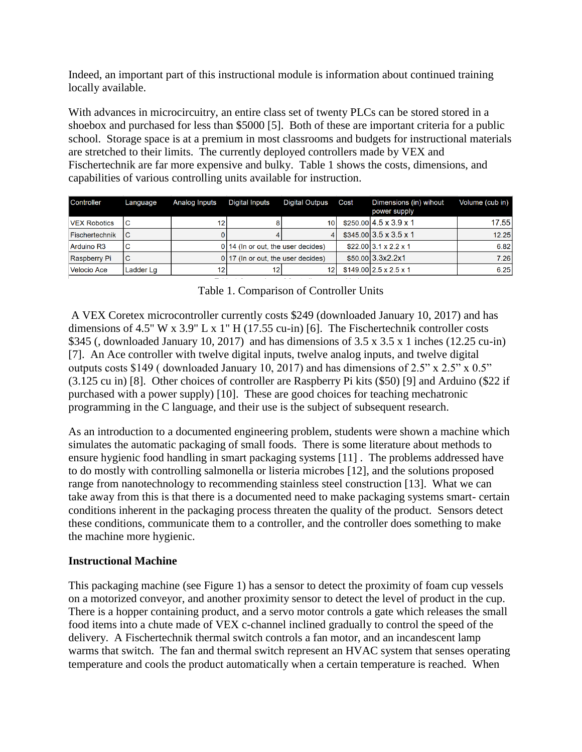Indeed, an important part of this instructional module is information about continued training locally available.

With advances in microcircuitry, an entire class set of twenty PLCs can be stored stored in a shoebox and purchased for less than $5000 [5]. Both of these are important criteria for a public school. Storage space is at a premium in most classrooms and budgets for instructional materials are stretched to their limits. The currently deployed controllers made by VEX and Fischertechnik are far more expensive and bulky. Table 1 shows the costs, dimensions, and capabilities of various controlling units available for instruction.

| Controller | Language | Analog Inputs | Digital Inputs | Digital Outpus | Cost | Dimensions (in) wihout power supply | Volume (cub in) |
|---|---|---|---|---|---|---|---|
| VEX Robotics | C | 12 | 8 | 10 | $250.00 | 4.5 x 3.9 x 1 | 17.55 |
| Fischertechnik | C | 0 | 4 | 4 | $345.00 | 3.5 x 3.5 x 1 | 12.25 |
| Arduino R3 | C | 0 | 14 (In or out, the user decides) | | $22.00 | 3.1 x 2.2 x 1 | 6.82 |
| Raspberry Pi | C | 0 | 17 (In or out, the user decides) | | $50.00 | 3.3x2.2x1 | 7.26 |
| Velocio Ace | Ladder Lg | 12 | 12 | 12 | $149.00 | 2.5 x 2.5 x 1 | 6.25 |

Table 1. Comparison of Controller Units

A VEX Coretex microcontroller currently costs $249 (downloaded January 10, 2017) and has dimensions of 4.5" W x 3.9" L x 1" H (17.55 cu-in) [6]. The Fischertechnik controller costs $345 (, downloaded January 10, 2017) and has dimensions of 3.5 x 3.5 x 1 inches (12.25 cu-in) [7]. An Ace controller with twelve digital inputs, twelve analog inputs, and twelve digital outputs costs $149 ( downloaded January 10, 2017) and has dimensions of 2.5" x 2.5" x 0.5" (3.125 cu in) [8]. Other choices of controller are Raspberry Pi kits ($50) [9] and Arduino ($22 if purchased with a power supply) [10]. These are good choices for teaching mechatronic programming in the C language, and their use is the subject of subsequent research.

As an introduction to a documented engineering problem, students were shown a machine which simulates the automatic packaging of small foods. There is some literature about methods to ensure hygienic food handling in smart packaging systems [11] . The problems addressed have to do mostly with controlling salmonella or listeria microbes [12], and the solutions proposed range from nanotechnology to recommending stainless steel construction [13]. What we can take away from this is that there is a documented need to make packaging systems smart- certain conditions inherent in the packaging process threaten the quality of the product. Sensors detect these conditions, communicate them to a controller, and the controller does something to make the machine more hygienic.

**Instructional Machine**

This packaging machine (see Figure 1) has a sensor to detect the proximity of foam cup vessels on a motorized conveyor, and another proximity sensor to detect the level of product in the cup. There is a hopper containing product, and a servo motor controls a gate which releases the small food items into a chute made of VEX c-channel inclined gradually to control the speed of the delivery. A Fischertechnik thermal switch controls a fan motor, and an incandescent lamp warms that switch. The fan and thermal switch represent an HVAC system that senses operating temperature and cools the product automatically when a certain temperature is reached. When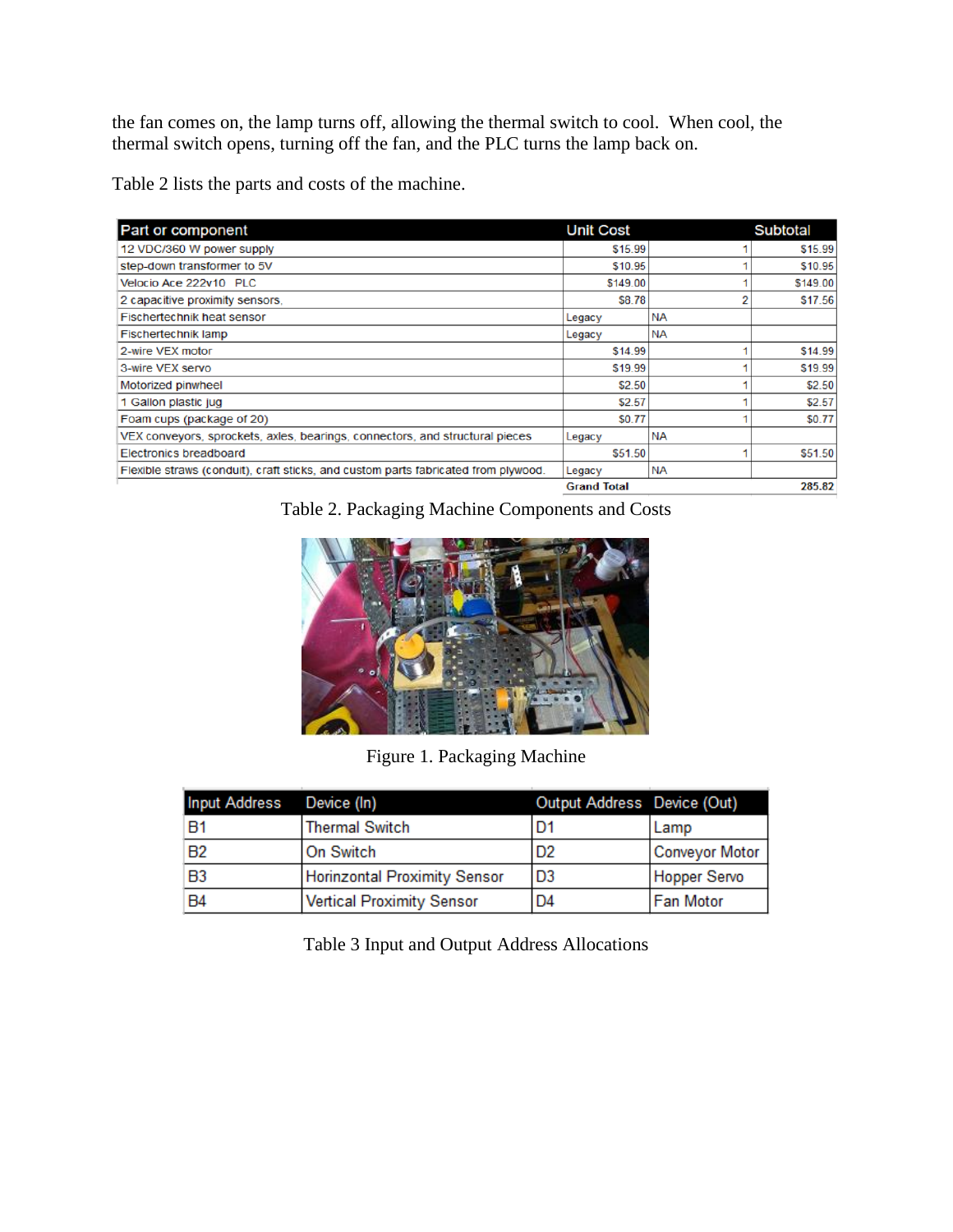the fan comes on, the lamp turns off, allowing the thermal switch to cool. When cool, the thermal switch opens, turning off the fan, and the PLC turns the lamp back on.

Table 2 lists the parts and costs of the machine.

| Part or component | Unit Cost | | Subtotal |
|---|---|---|---|
| 12 VDC/360 W power supply | $15.99 | 1 | $15.99 |
| step-down transformer to 5V | $10.95 | 1 | $10.95 |
| Velocio Ace 222v10 PLC | $149.00 | 1 | $149.00 |
| 2 capacitive proximity sensors, | $8.78 | 2 | $17.56 |
| Fischertechnik heat sensor | Legacy | NA | |
| Fischertechnik lamp | Legacy | NA | |
| 2-wire VEX motor | $14.99 | 1 | $14.99 |
| 3-wire VEX servo | $19.99 | 1 | $19.99 |
| Motorized pinwheel | $2.50 | 1 | $2.50 |
| 1 Gallon plastic jug | $2.57 | 1 | $2.57 |
| Foam cups (package of 20) | $0.77 | 1 | $0.77 |
| VEX conveyors, sprockets, axles, bearings, connectors, and structural pieces | Legacy | NA | |
| Electronics breadboard | $51.50 | 1 | $51.50 |
| Flexible straws (conduit), craft sticks, and custom parts fabricated from plywood. | Legacy | NA | |
| | **Grand Total** | | **285.82** |

Table 2. Packaging Machine Components and Costs

Figure 1. Packaging Machine

| Input Address | Device (In) | Output Address | Device (Out) |
|---|---|---|---|
| B1 | Thermal Switch | D1 | Lamp |
| B2 | On Switch | D2 | Conveyor Motor |
| B3 | Horinzontal Proximity Sensor | D3 | Hopper Servo |
| B4 | Vertical Proximity Sensor | D4 | Fan Motor |

Table 3 Input and Output Address Allocations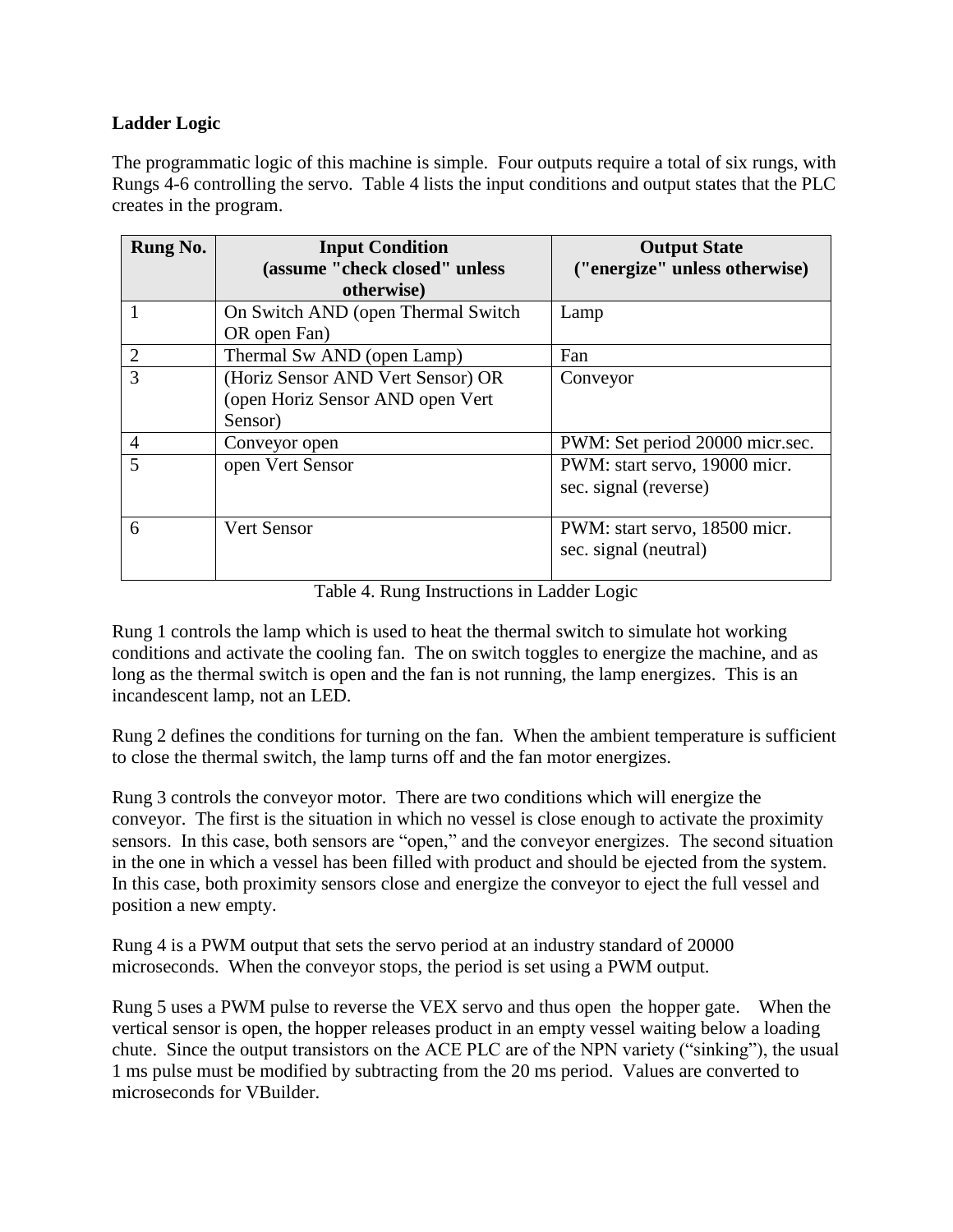**Ladder Logic**

The programmatic logic of this machine is simple. Four outputs require a total of six rungs, with Rungs 4-6 controlling the servo. Table 4 lists the input conditions and output states that the PLC creates in the program.

| Rung No. | Input Condition (assume "check closed" unless otherwise) | Output State ("energize" unless otherwise) |
|---|---|---|
| 1 | On Switch AND (open Thermal Switch OR open Fan) | Lamp |
| 2 | Thermal Sw AND (open Lamp) | Fan |
| 3 | (Horiz Sensor AND Vert Sensor) OR (open Horiz Sensor AND open Vert Sensor) | Conveyor |
| 4 | Conveyor open | PWM: Set period 20000 micr.sec. |
| 5 | open Vert Sensor | PWM: start servo, 19000 micr. sec. signal (reverse) |
| 6 | Vert Sensor | PWM: start servo, 18500 micr. sec. signal (neutral) |

Table 4. Rung Instructions in Ladder Logic

Rung 1 controls the lamp which is used to heat the thermal switch to simulate hot working conditions and activate the cooling fan. The on switch toggles to energize the machine, and as long as the thermal switch is open and the fan is not running, the lamp energizes. This is an incandescent lamp, not an LED.

Rung 2 defines the conditions for turning on the fan. When the ambient temperature is sufficient to close the thermal switch, the lamp turns off and the fan motor energizes.

Rung 3 controls the conveyor motor. There are two conditions which will energize the conveyor. The first is the situation in which no vessel is close enough to activate the proximity sensors. In this case, both sensors are "open," and the conveyor energizes. The second situation in the one in which a vessel has been filled with product and should be ejected from the system. In this case, both proximity sensors close and energize the conveyor to eject the full vessel and position a new empty.

Rung 4 is a PWM output that sets the servo period at an industry standard of 20000 microseconds. When the conveyor stops, the period is set using a PWM output.

Rung 5 uses a PWM pulse to reverse the VEX servo and thus open the hopper gate. When the vertical sensor is open, the hopper releases product in an empty vessel waiting below a loading chute. Since the output transistors on the ACE PLC are of the NPN variety ("sinking"), the usual 1 ms pulse must be modified by subtracting from the 20 ms period. Values are converted to microseconds for VBuilder.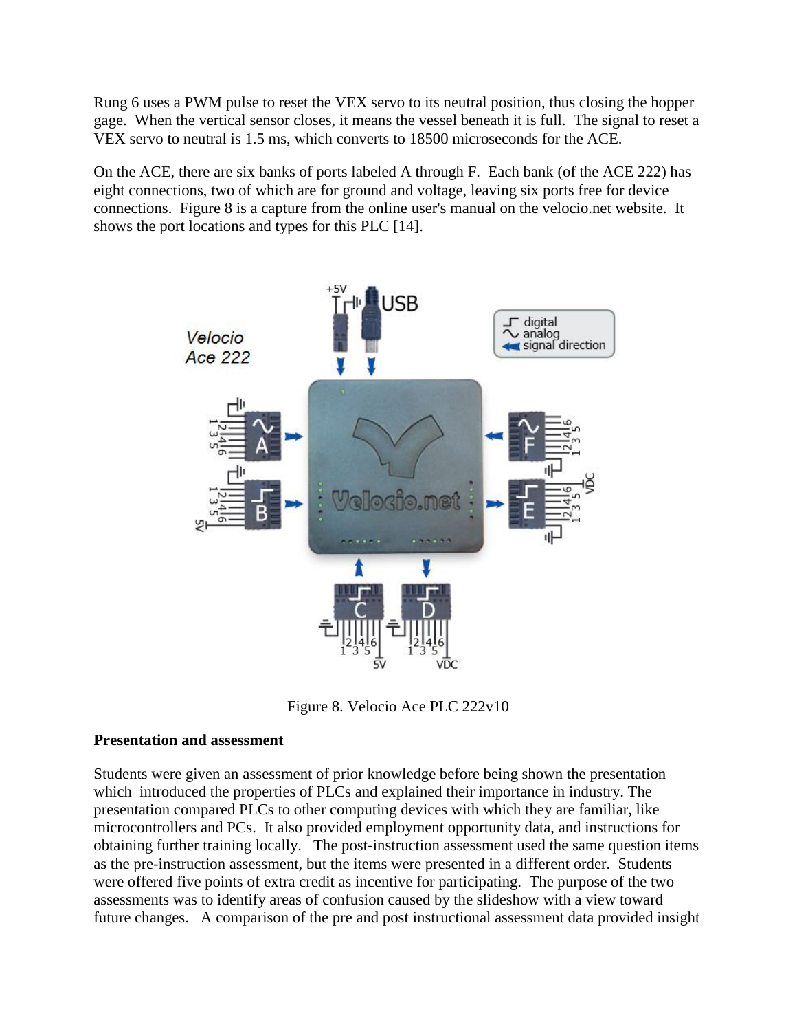Rung 6 uses a PWM pulse to reset the VEX servo to its neutral position, thus closing the hopper gage. When the vertical sensor closes, it means the vessel beneath it is full. The signal to reset a VEX servo to neutral is 1.5 ms, which converts to 18500 microseconds for the ACE.

On the ACE, there are six banks of ports labeled A through F. Each bank (of the ACE 222) has eight connections, two of which are for ground and voltage, leaving six ports free for device connections. Figure 8 is a capture from the online user's manual on the velocio.net website. It shows the port locations and types for this PLC [14].

Figure 8. Velocio Ace PLC 222v10

**Presentation and assessment**

Students were given an assessment of prior knowledge before being shown the presentation which introduced the properties of PLCs and explained their importance in industry. The presentation compared PLCs to other computing devices with which they are familiar, like microcontrollers and PCs. It also provided employment opportunity data, and instructions for obtaining further training locally. The post-instruction assessment used the same question items as the pre-instruction assessment, but the items were presented in a different order. Students were offered five points of extra credit as incentive for participating. The purpose of the two assessments was to identify areas of confusion caused by the slideshow with a view toward future changes. A comparison of the pre and post instructional assessment data provided insight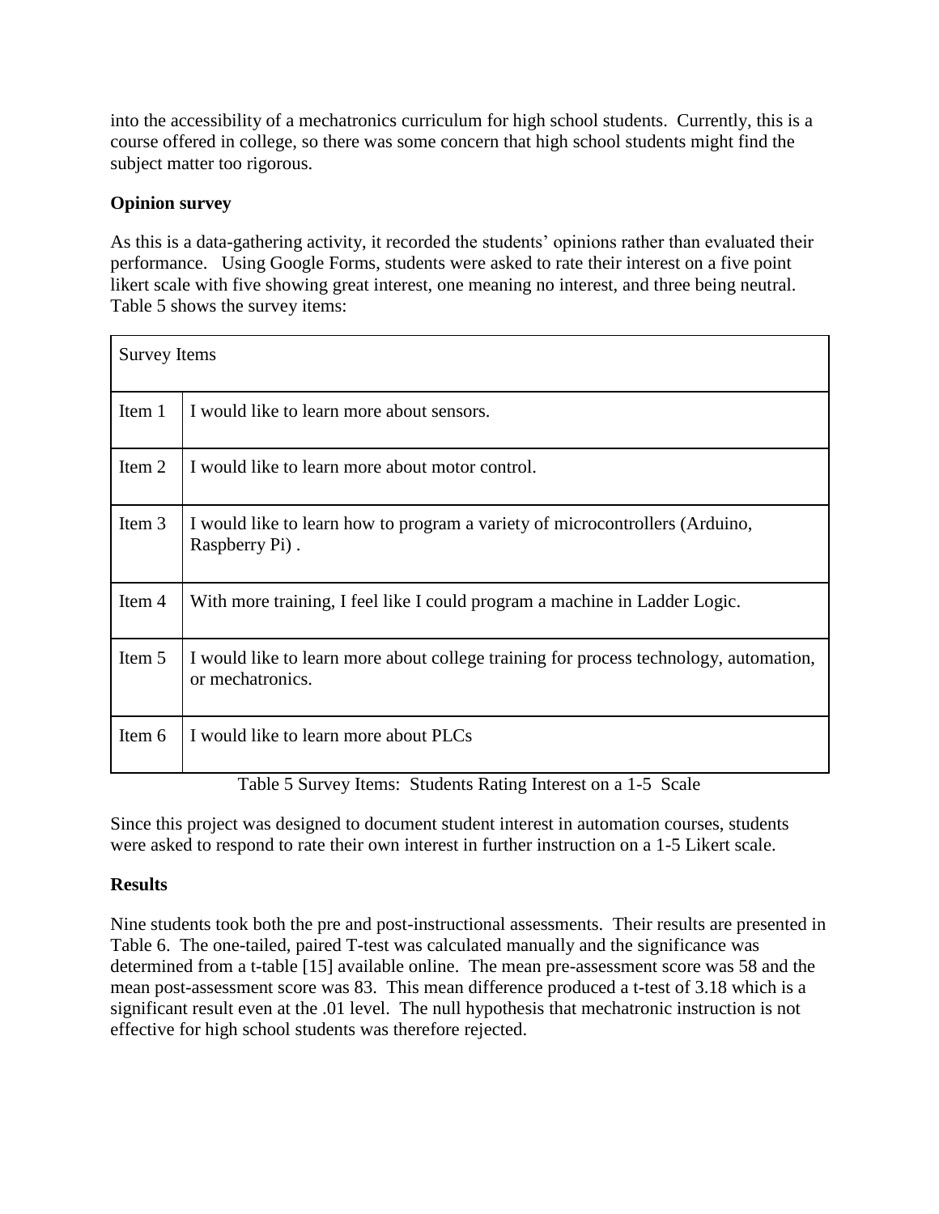into the accessibility of a mechatronics curriculum for high school students. Currently, this is a course offered in college, so there was some concern that high school students might find the subject matter too rigorous.

**Opinion survey**

As this is a data-gathering activity, it recorded the students' opinions rather than evaluated their performance. Using Google Forms, students were asked to rate their interest on a five point likert scale with five showing great interest, one meaning no interest, and three being neutral. Table 5 shows the survey items:

| Survey Items | |
|---|---|
| Item 1 | I would like to learn more about sensors. |
| Item 2 | I would like to learn more about motor control. |
| Item 3 | I would like to learn how to program a variety of microcontrollers (Arduino, Raspberry Pi) . |
| Item 4 | With more training, I feel like I could program a machine in Ladder Logic. |
| Item 5 | I would like to learn more about college training for process technology, automation, or mechatronics. |
| Item 6 | I would like to learn more about PLCs |

Table 5 Survey Items: Students Rating Interest on a 1-5 Scale

Since this project was designed to document student interest in automation courses, students were asked to respond to rate their own interest in further instruction on a 1-5 Likert scale.

**Results**

Nine students took both the pre and post-instructional assessments. Their results are presented in Table 6. The one-tailed, paired T-test was calculated manually and the significance was determined from a t-table [15] available online. The mean pre-assessment score was 58 and the mean post-assessment score was 83. This mean difference produced a t-test of 3.18 which is a significant result even at the .01 level. The null hypothesis that mechatronic instruction is not effective for high school students was therefore rejected.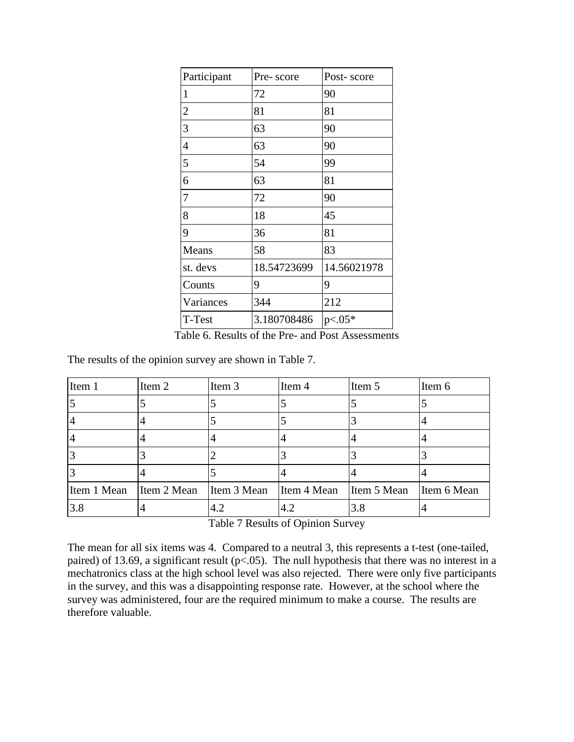| Participant | Pre- score | Post- score |
|---|---|---|
| 1 | 72 | 90 |
| 2 | 81 | 81 |
| 3 | 63 | 90 |
| 4 | 63 | 90 |
| 5 | 54 | 99 |
| 6 | 63 | 81 |
| 7 | 72 | 90 |
| 8 | 18 | 45 |
| 9 | 36 | 81 |
| Means | 58 | 83 |
| st. devs | 18.54723699 | 14.56021978 |
| Counts | 9 | 9 |
| Variances | 344 | 212 |
| T-Test | 3.180708486 | $p<.05$* |

Table 6. Results of the Pre- and Post Assessments

The results of the opinion survey are shown in Table 7.

| Item 1 | Item 2 | Item 3 | Item 4 | Item 5 | Item 6 |
|---|---|---|---|---|---|
| 5 | 5 | 5 | 5 | 5 | 5 |
| 4 | 4 | 5 | 5 | 3 | 4 |
| 4 | 4 | 4 | 4 | 4 | 4 |
| 3 | 3 | 2 | 3 | 3 | 3 |
| 3 | 4 | 5 | 4 | 4 | 4 |
| Item 1 Mean | Item 2 Mean | Item 3 Mean | Item 4 Mean | Item 5 Mean | Item 6 Mean |
| 3.8 | 4 | 4.2 | 4.2 | 3.8 | 4 |

Table 7 Results of Opinion Survey

The mean for all six items was 4. Compared to a neutral 3, this represents a t-test (one-tailed, paired) of 13.69, a significant result ($p<.05$). The null hypothesis that there was no interest in a mechatronics class at the high school level was also rejected. There were only five participants in the survey, and this was a disappointing response rate. However, at the school where the survey was administered, four are the required minimum to make a course. The results are therefore valuable.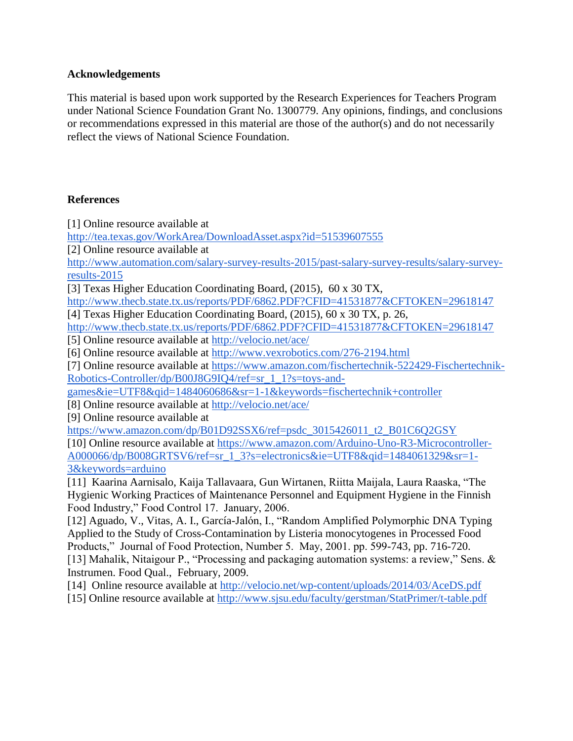## Acknowledgements

This material is based upon work supported by the Research Experiences for Teachers Program under National Science Foundation Grant No. 1300779. Any opinions, findings, and conclusions or recommendations expressed in this material are those of the author(s) and do not necessarily reflect the views of National Science Foundation.

## References

[1] Online resource available at http://tea.texas.gov/WorkArea/DownloadAsset.aspx?id=51539607555

[2] Online resource available at http://www.automation.com/salary-survey-results-2015/past-salary-survey-results/salary-survey-results-2015

[3] Texas Higher Education Coordinating Board, (2015), 60 x 30 TX, http://www.thecb.state.tx.us/reports/PDF/6862.PDF?CFID=41531877&CFTOKEN=29618147

[4] Texas Higher Education Coordinating Board, (2015), 60 x 30 TX, p. 26, http://www.thecb.state.tx.us/reports/PDF/6862.PDF?CFID=41531877&CFTOKEN=29618147

[5] Online resource available at http://velocio.net/ace/

[6] Online resource available at http://www.vexrobotics.com/276-2194.html

[7] Online resource available at https://www.amazon.com/fischertechnik-522429-Fischertechnik-Robotics-Controller/dp/B00J8G9IQ4/ref=sr_1_1?s=toys-and-games&ie=UTF8&qid=1484060686&sr=1-1&keywords=fischertechnik+controller

[8] Online resource available at http://velocio.net/ace/

[9] Online resource available at https://www.amazon.com/dp/B01D92SSX6/ref=psdc_3015426011_t2_B01C6Q2GSY

[10] Online resource available at https://www.amazon.com/Arduino-Uno-R3-Microcontroller-A000066/dp/B008GRTSV6/ref=sr_1_3?s=electronics&ie=UTF8&qid=1484061329&sr=1-3&keywords=arduino

[11] Kaarina Aarnisalo, Kaija Tallavaara, Gun Wirtanen, Riitta Maijala, Laura Raaska, "The Hygienic Working Practices of Maintenance Personnel and Equipment Hygiene in the Finnish Food Industry," Food Control 17. January, 2006.

[12] Aguado, V., Vitas, A. I., García-Jalón, I., "Random Amplified Polymorphic DNA Typing Applied to the Study of Cross-Contamination by Listeria monocytogenes in Processed Food Products," Journal of Food Protection, Number 5. May, 2001. pp. 599-743, pp. 716-720.

[13] Mahalik, Nitaigour P., "Processing and packaging automation systems: a review," Sens. & Instrumen. Food Qual., February, 2009.

[14] Online resource available at http://velocio.net/wp-content/uploads/2014/03/AceDS.pdf

[15] Online resource available at http://www.sjsu.edu/faculty/gerstman/StatPrimer/t-table.pdf